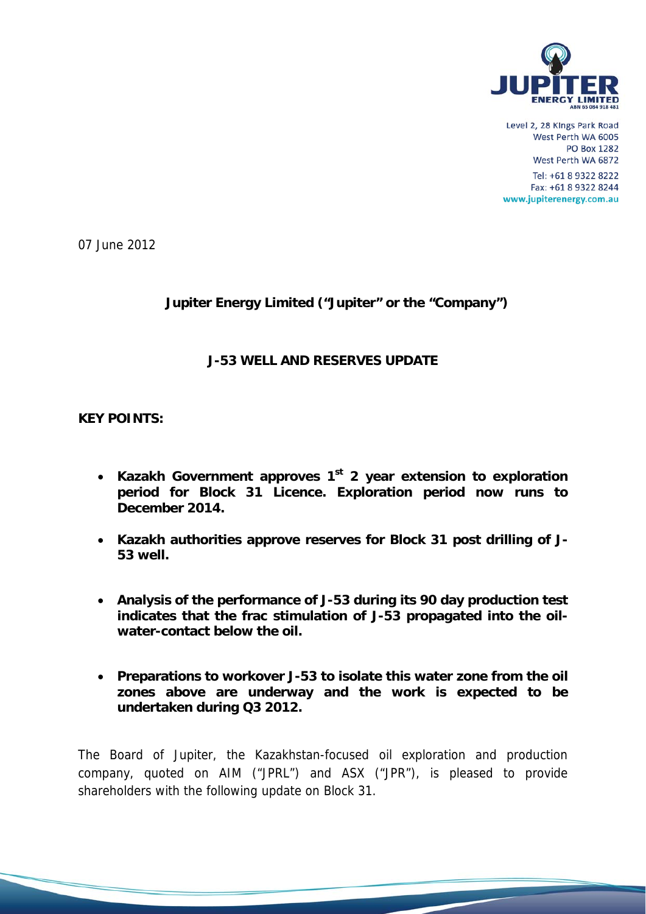Level 2, 28 Kings Park Road
West Perth WA 6005
PO Box 1282
West Perth WA 6872

Tel: +61 8 9322 8222
Fax: +61 8 9322 8244
www.jupiterenergy.com.au

07 June 2012

**Jupiter Energy Limited ("Jupiter" or the "Company")**

**J-53 WELL AND RESERVES UPDATE**

**KEY POINTS:**

- **Kazakh Government approves 1st 2 year extension to exploration period for Block 31 Licence. Exploration period now runs to December 2014.**
- **Kazakh authorities approve reserves for Block 31 post drilling of J-53 well.**
- **Analysis of the performance of J-53 during its 90 day production test indicates that the frac stimulation of J-53 propagated into the oil-water-contact below the oil.**
- **Preparations to workover J-53 to isolate this water zone from the oil zones above are underway and the work is expected to be undertaken during Q3 2012.**

The Board of Jupiter, the Kazakhstan-focused oil exploration and production company, quoted on AIM ("JPRL") and ASX ("JPR"), is pleased to provide shareholders with the following update on Block 31.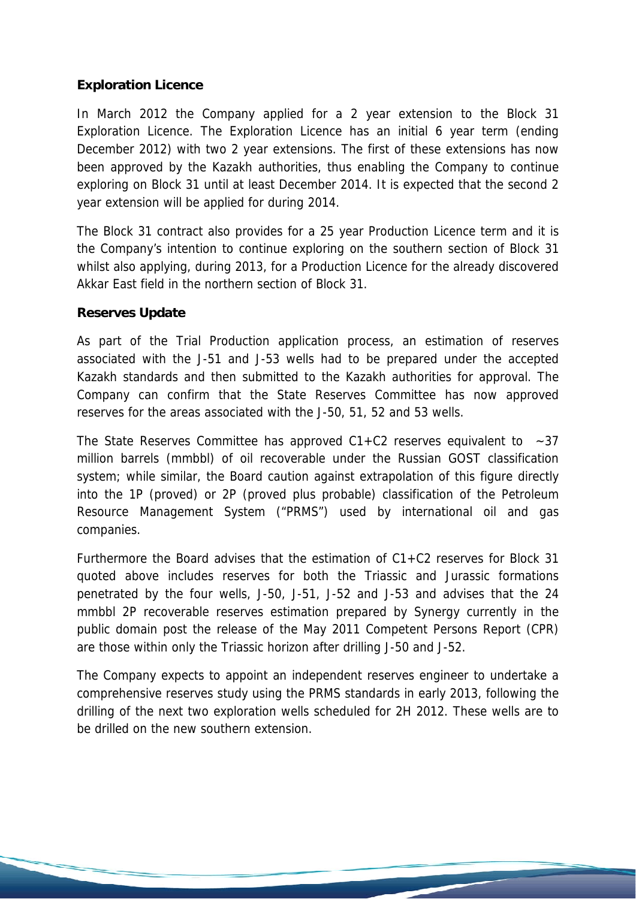**Exploration Licence**

In March 2012 the Company applied for a 2 year extension to the Block 31 Exploration Licence. The Exploration Licence has an initial 6 year term (ending December 2012) with two 2 year extensions. The first of these extensions has now been approved by the Kazakh authorities, thus enabling the Company to continue exploring on Block 31 until at least December 2014. It is expected that the second 2 year extension will be applied for during 2014.

The Block 31 contract also provides for a 25 year Production Licence term and it is the Company's intention to continue exploring on the southern section of Block 31 whilst also applying, during 2013, for a Production Licence for the already discovered Akkar East field in the northern section of Block 31.

**Reserves Update**

As part of the Trial Production application process, an estimation of reserves associated with the J-51 and J-53 wells had to be prepared under the accepted Kazakh standards and then submitted to the Kazakh authorities for approval. The Company can confirm that the State Reserves Committee has now approved reserves for the areas associated with the J-50, 51, 52 and 53 wells.

The State Reserves Committee has approved C1+C2 reserves equivalent to ~37 million barrels (mmbbl) of oil recoverable under the Russian GOST classification system; while similar, the Board caution against extrapolation of this figure directly into the 1P (proved) or 2P (proved plus probable) classification of the Petroleum Resource Management System ("PRMS") used by international oil and gas companies.

Furthermore the Board advises that the estimation of C1+C2 reserves for Block 31 quoted above includes reserves for both the Triassic and Jurassic formations penetrated by the four wells, J-50, J-51, J-52 and J-53 and advises that the 24 mmbbl 2P recoverable reserves estimation prepared by Synergy currently in the public domain post the release of the May 2011 Competent Persons Report (CPR) are those within only the Triassic horizon after drilling J-50 and J-52.

The Company expects to appoint an independent reserves engineer to undertake a comprehensive reserves study using the PRMS standards in early 2013, following the drilling of the next two exploration wells scheduled for 2H 2012. These wells are to be drilled on the new southern extension.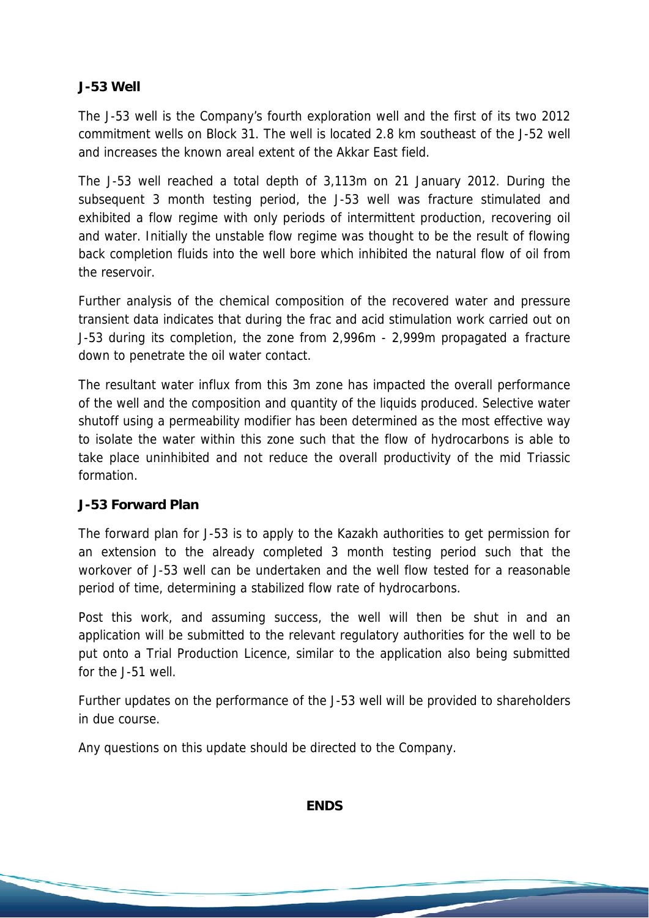**J-53 Well**

The J-53 well is the Company's fourth exploration well and the first of its two 2012 commitment wells on Block 31. The well is located 2.8 km southeast of the J-52 well and increases the known areal extent of the Akkar East field.

The J-53 well reached a total depth of 3,113m on 21 January 2012. During the subsequent 3 month testing period, the J-53 well was fracture stimulated and exhibited a flow regime with only periods of intermittent production, recovering oil and water. Initially the unstable flow regime was thought to be the result of flowing back completion fluids into the well bore which inhibited the natural flow of oil from the reservoir.

Further analysis of the chemical composition of the recovered water and pressure transient data indicates that during the frac and acid stimulation work carried out on J-53 during its completion, the zone from 2,996m - 2,999m propagated a fracture down to penetrate the oil water contact.

The resultant water influx from this 3m zone has impacted the overall performance of the well and the composition and quantity of the liquids produced. Selective water shutoff using a permeability modifier has been determined as the most effective way to isolate the water within this zone such that the flow of hydrocarbons is able to take place uninhibited and not reduce the overall productivity of the mid Triassic formation.

**J-53 Forward Plan**

The forward plan for J-53 is to apply to the Kazakh authorities to get permission for an extension to the already completed 3 month testing period such that the workover of J-53 well can be undertaken and the well flow tested for a reasonable period of time, determining a stabilized flow rate of hydrocarbons.

Post this work, and assuming success, the well will then be shut in and an application will be submitted to the relevant regulatory authorities for the well to be put onto a Trial Production Licence, similar to the application also being submitted for the J-51 well.

Further updates on the performance of the J-53 well will be provided to shareholders in due course.

Any questions on this update should be directed to the Company.

**ENDS**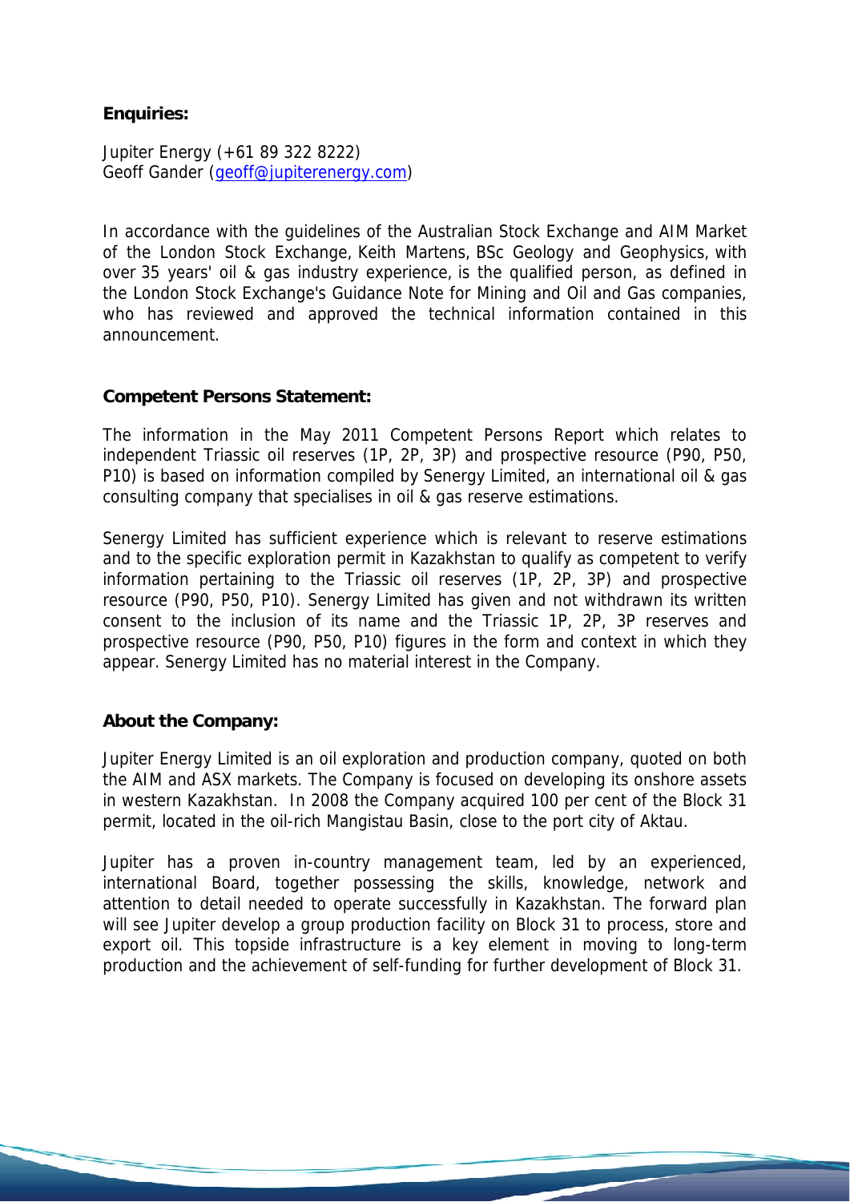**Enquiries:**

Jupiter Energy (+61 89 322 8222)
Geoff Gander (geoff@jupiterenergy.com)

In accordance with the guidelines of the Australian Stock Exchange and AIM Market of the London Stock Exchange, Keith Martens, BSc Geology and Geophysics, with over 35 years' oil & gas industry experience, is the qualified person, as defined in the London Stock Exchange's Guidance Note for Mining and Oil and Gas companies, who has reviewed and approved the technical information contained in this announcement.

**Competent Persons Statement:**

The information in the May 2011 Competent Persons Report which relates to independent Triassic oil reserves (1P, 2P, 3P) and prospective resource (P90, P50, P10) is based on information compiled by Senergy Limited, an international oil & gas consulting company that specialises in oil & gas reserve estimations.

Senergy Limited has sufficient experience which is relevant to reserve estimations and to the specific exploration permit in Kazakhstan to qualify as competent to verify information pertaining to the Triassic oil reserves (1P, 2P, 3P) and prospective resource (P90, P50, P10). Senergy Limited has given and not withdrawn its written consent to the inclusion of its name and the Triassic 1P, 2P, 3P reserves and prospective resource (P90, P50, P10) figures in the form and context in which they appear. Senergy Limited has no material interest in the Company.

**About the Company:**

Jupiter Energy Limited is an oil exploration and production company, quoted on both the AIM and ASX markets. The Company is focused on developing its onshore assets in western Kazakhstan. In 2008 the Company acquired 100 per cent of the Block 31 permit, located in the oil-rich Mangistau Basin, close to the port city of Aktau.

Jupiter has a proven in-country management team, led by an experienced, international Board, together possessing the skills, knowledge, network and attention to detail needed to operate successfully in Kazakhstan. The forward plan will see Jupiter develop a group production facility on Block 31 to process, store and export oil. This topside infrastructure is a key element in moving to long-term production and the achievement of self-funding for further development of Block 31.